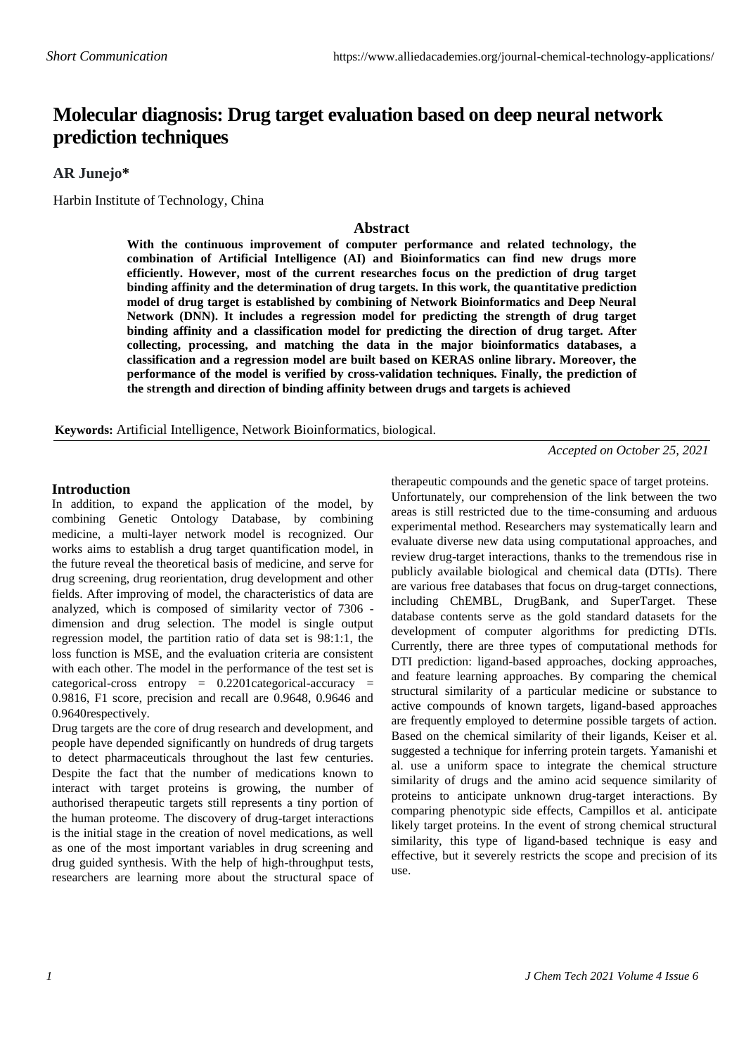*Short Communication*

# Molecular diagnosis: Drug target evaluation based on deep neural network prediction techniques

**AR Junejo***

Harbin Institute of Technology, China

## Abstract

**With the continuous improvement of computer performance and related technology, the combination of Artificial Intelligence (AI) and Bioinformatics can find new drugs more efficiently. However, most of the current researches focus on the prediction of drug target binding affinity and the determination of drug targets. In this work, the quantitative prediction model of drug target is established by combining of Network Bioinformatics and Deep Neural Network (DNN). It includes a regression model for predicting the strength of drug target binding affinity and a classification model for predicting the direction of drug target. After collecting, processing, and matching the data in the major bioinformatics databases, a classification and a regression model are built based on KERAS online library. Moreover, the performance of the model is verified by cross-validation techniques. Finally, the prediction of the strength and direction of binding affinity between drugs and targets is achieved**

**Keywords:** Artificial Intelligence, Network Bioinformatics, biological.

*Accepted on October 25, 2021*

## Introduction

In addition, to expand the application of the model, by combining Genetic Ontology Database, by combining medicine, a multi-layer network model is recognized. Our works aims to establish a drug target quantification model, in the future reveal the theoretical basis of medicine, and serve for drug screening, drug reorientation, drug development and other fields. After improving of model, the characteristics of data are analyzed, which is composed of similarity vector of 7306 -dimension and drug selection. The model is single output regression model, the partition ratio of data set is 98:1:1, the loss function is MSE, and the evaluation criteria are consistent with each other. The model in the performance of the test set is categorical-cross entropy = 0.2201categorical-accuracy = 0.9816, F1 score, precision and recall are 0.9648, 0.9646 and 0.9640respectively.

Drug targets are the core of drug research and development, and people have depended significantly on hundreds of drug targets to detect pharmaceuticals throughout the last few centuries. Despite the fact that the number of medications known to interact with target proteins is growing, the number of authorised therapeutic targets still represents a tiny portion of the human proteome. The discovery of drug-target interactions is the initial stage in the creation of novel medications, as well as one of the most important variables in drug screening and drug guided synthesis. With the help of high-throughput tests, researchers are learning more about the structural space of therapeutic compounds and the genetic space of target proteins.

Unfortunately, our comprehension of the link between the two areas is still restricted due to the time-consuming and arduous experimental method. Researchers may systematically learn and evaluate diverse new data using computational approaches, and review drug-target interactions, thanks to the tremendous rise in publicly available biological and chemical data (DTIs). There are various free databases that focus on drug-target connections, including ChEMBL, DrugBank, and SuperTarget. These database contents serve as the gold standard datasets for the development of computer algorithms for predicting DTIs. Currently, there are three types of computational methods for DTI prediction: ligand-based approaches, docking approaches, and feature learning approaches. By comparing the chemical structural similarity of a particular medicine or substance to active compounds of known targets, ligand-based approaches are frequently employed to determine possible targets of action. Based on the chemical similarity of their ligands, Keiser et al. suggested a technique for inferring protein targets. Yamanishi et al. use a uniform space to integrate the chemical structure similarity of drugs and the amino acid sequence similarity of proteins to anticipate unknown drug-target interactions. By comparing phenotypic side effects, Campillos et al. anticipate likely target proteins. In the event of strong chemical structural similarity, this type of ligand-based technique is easy and effective, but it severely restricts the scope and precision of its use.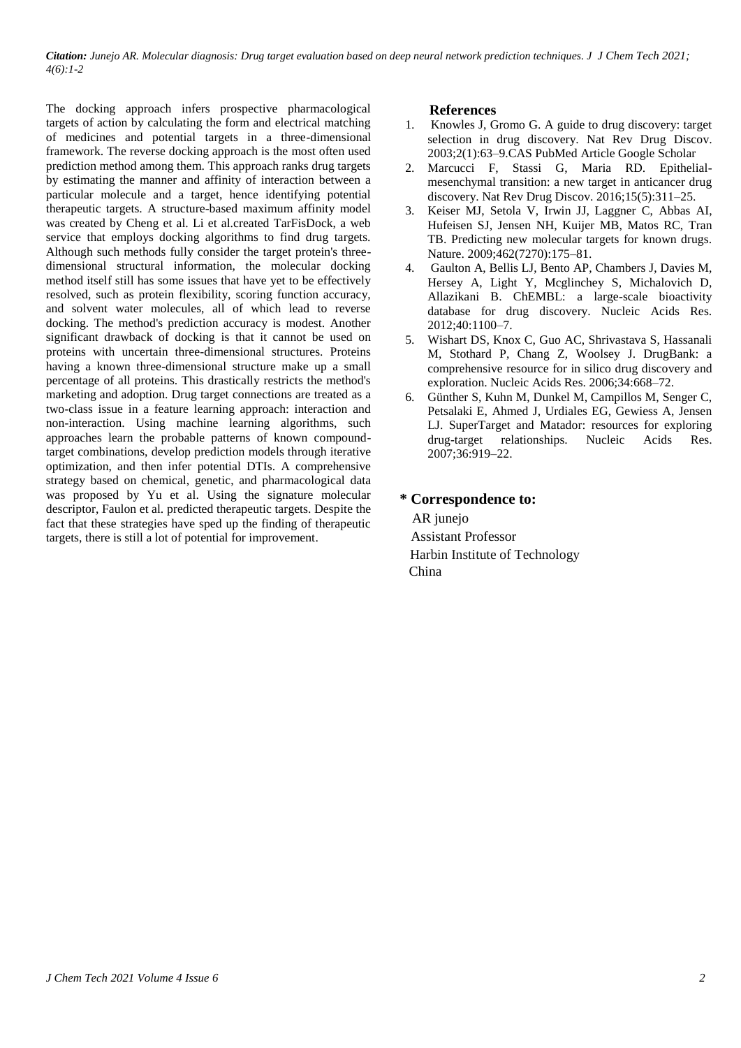The docking approach infers prospective pharmacological targets of action by calculating the form and electrical matching of medicines and potential targets in a three-dimensional framework. The reverse docking approach is the most often used prediction method among them. This approach ranks drug targets by estimating the manner and affinity of interaction between a particular molecule and a target, hence identifying potential therapeutic targets. A structure-based maximum affinity model was created by Cheng et al. Li et al.created TarFisDock, a web service that employs docking algorithms to find drug targets. Although such methods fully consider the target protein's three-dimensional structural information, the molecular docking method itself still has some issues that have yet to be effectively resolved, such as protein flexibility, scoring function accuracy, and solvent water molecules, all of which lead to reverse docking. The method's prediction accuracy is modest. Another significant drawback of docking is that it cannot be used on proteins with uncertain three-dimensional structures. Proteins having a known three-dimensional structure make up a small percentage of all proteins. This drastically restricts the method's marketing and adoption. Drug target connections are treated as a two-class issue in a feature learning approach: interaction and non-interaction. Using machine learning algorithms, such approaches learn the probable patterns of known compound-target combinations, develop prediction models through iterative optimization, and then infer potential DTIs. A comprehensive strategy based on chemical, genetic, and pharmacological data was proposed by Yu et al. Using the signature molecular descriptor, Faulon et al. predicted therapeutic targets. Despite the fact that these strategies have sped up the finding of therapeutic targets, there is still a lot of potential for improvement.

## References

1. Knowles J, Gromo G. A guide to drug discovery: target selection in drug discovery. Nat Rev Drug Discov. 2003;2(1):63–9.CAS PubMed Article Google Scholar
2. Marcucci F, Stassi G, Maria RD. Epithelial-mesenchymal transition: a new target in anticancer drug discovery. Nat Rev Drug Discov. 2016;15(5):311–25.
3. Keiser MJ, Setola V, Irwin JJ, Laggner C, Abbas AI, Hufeisen SJ, Jensen NH, Kuijer MB, Matos RC, Tran TB. Predicting new molecular targets for known drugs. Nature. 2009;462(7270):175–81.
4. Gaulton A, Bellis LJ, Bento AP, Chambers J, Davies M, Hersey A, Light Y, Mcglinchey S, Michalovich D, Allazikani B. ChEMBL: a large-scale bioactivity database for drug discovery. Nucleic Acids Res. 2012;40:1100–7.
5. Wishart DS, Knox C, Guo AC, Shrivastava S, Hassanali M, Stothard P, Chang Z, Woolsey J. DrugBank: a comprehensive resource for in silico drug discovery and exploration. Nucleic Acids Res. 2006;34:668–72.
6. Günther S, Kuhn M, Dunkel M, Campillos M, Senger C, Petsalaki E, Ahmed J, Urdiales EG, Gewiess A, Jensen LJ. SuperTarget and Matador: resources for exploring drug-target relationships. Nucleic Acids Res. 2007;36:919–22.

**\* Correspondence to:**

AR junejo
Assistant Professor
Harbin Institute of Technology
China